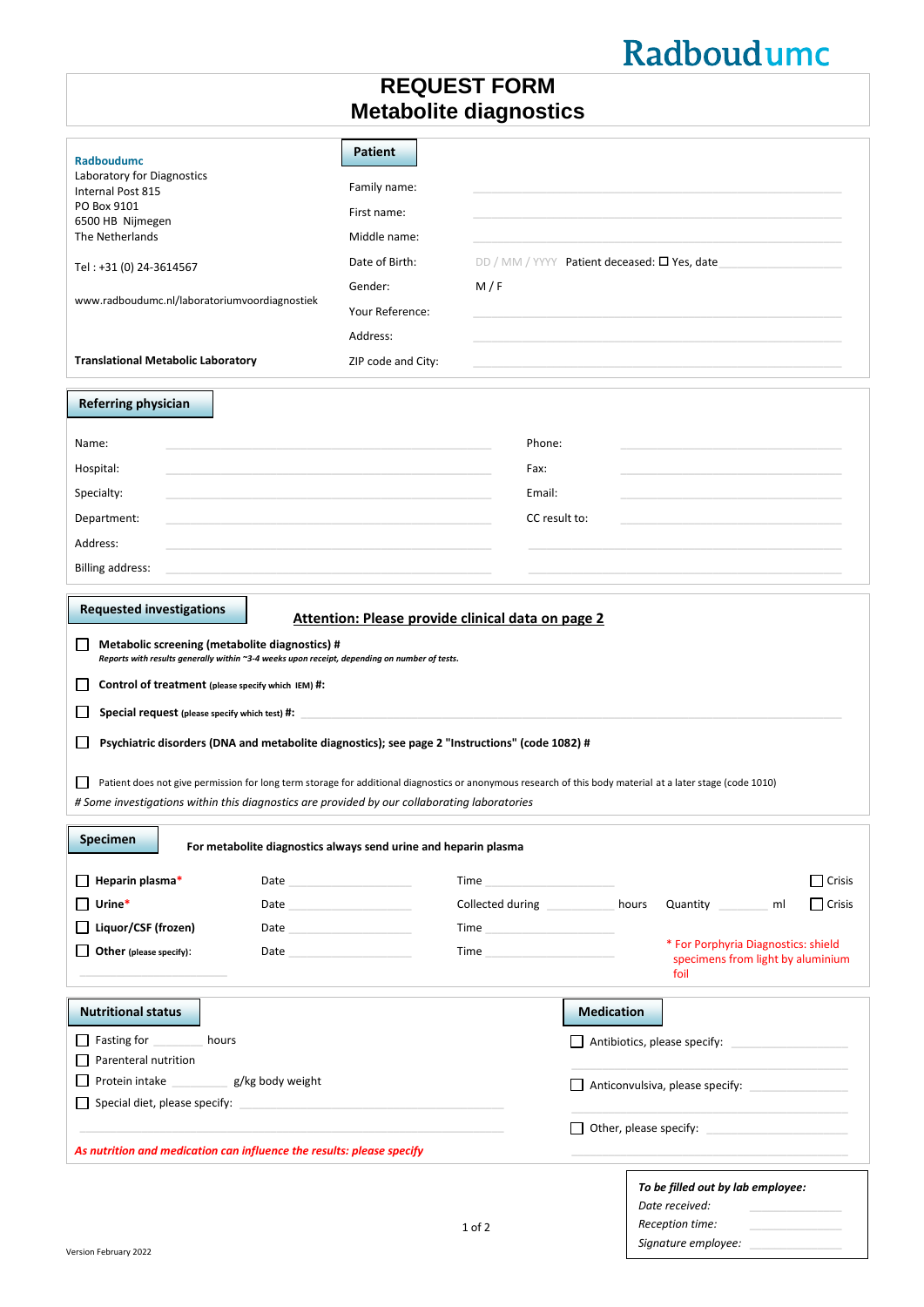Radboudumc

# REQUEST FORM
# Metabolite diagnostics

**Radboudumc**
Laboratory for Diagnostics
Internal Post 815
PO Box 9101
6500 HB Nijmegen
The Netherlands

Tel : +31 (0) 24-3614567

www.radboudumc.nl/laboratoriumvoordiagnostiek

**Translational Metabolic Laboratory**

## Patient

Family name: \_\_\_\_\_\_\_\_\_\_

First name: \_\_\_\_\_\_\_\_\_\_

Middle name: \_\_\_\_\_\_\_\_\_\_

Date of Birth: DD / MM / YYYY Patient deceased: ☐ Yes, date \_\_\_\_\_\_\_\_\_\_

Gender: M / F

Your Reference:

Address: \_\_\_\_\_\_\_\_\_\_

ZIP code and City: \_\_\_\_\_\_\_\_\_\_

## Referring physician

| | | | |
|---|---|---|---|
| Name: | | Phone: | |
| Hospital: | | Fax: | |
| Specialty: | | Email: | |
| Department: | | CC result to: | |
| Address: | | | |
| Billing address: | | | |

## Requested investigations

**Attention: Please provide clinical data on page 2**

☐ **Metabolic screening (metabolite diagnostics) #**
***Reports with results generally within ~3-4 weeks upon receipt, depending on number of tests.***

☐ **Control of treatment** (please specify which IEM) **#:**

☐ **Special request** (please specify which test) **#:** \_\_\_\_\_\_\_\_\_\_

☐ **Psychiatric disorders (DNA and metabolite diagnostics); see page 2 "Instructions" (code 1082) #**

☐ Patient does not give permission for long term storage for additional diagnostics or anonymous research of this body material at a later stage (code 1010)

*# Some investigations within this diagnostics are provided by our collaborating laboratories*

## Specimen

**For metabolite diagnostics always send urine and heparin plasma**

| | | | |
|---|---|---|---|
| ☐ **Heparin plasma*** | Date \_\_\_\_\_\_ | Time \_\_\_\_\_\_ | ☐ Crisis |
| ☐ **Urine*** | Date \_\_\_\_\_\_ | Collected during \_\_\_\_\_\_ hours Quantity \_\_\_\_\_\_ ml | ☐ Crisis |
| ☐ **Liquor/CSF (frozen)** | Date \_\_\_\_\_\_ | Time \_\_\_\_\_\_ | |
| ☐ **Other** (please specify): \_\_\_\_\_\_ | Date \_\_\_\_\_\_ | Time \_\_\_\_\_\_ | |

\* For Porphyria Diagnostics: shield specimens from light by aluminium foil

## Nutritional status

☐ Fasting for \_\_\_\_\_\_ hours

☐ Parenteral nutrition

☐ Protein intake \_\_\_\_\_\_ g/kg body weight

☐ Special diet, please specify: \_\_\_\_\_\_\_\_\_\_

*As nutrition and medication can influence the results: please specify*

## Medication

☐ Antibiotics, please specify: \_\_\_\_\_\_\_\_\_\_

☐ Anticonvulsiva, please specify: \_\_\_\_\_\_\_\_\_\_

☐ Other, please specify: \_\_\_\_\_\_\_\_\_\_

***To be filled out by lab employee:***
*Date received:* \_\_\_\_\_\_
*Reception time:* \_\_\_\_\_\_
*Signature employee:* \_\_\_\_\_\_

Version February 2022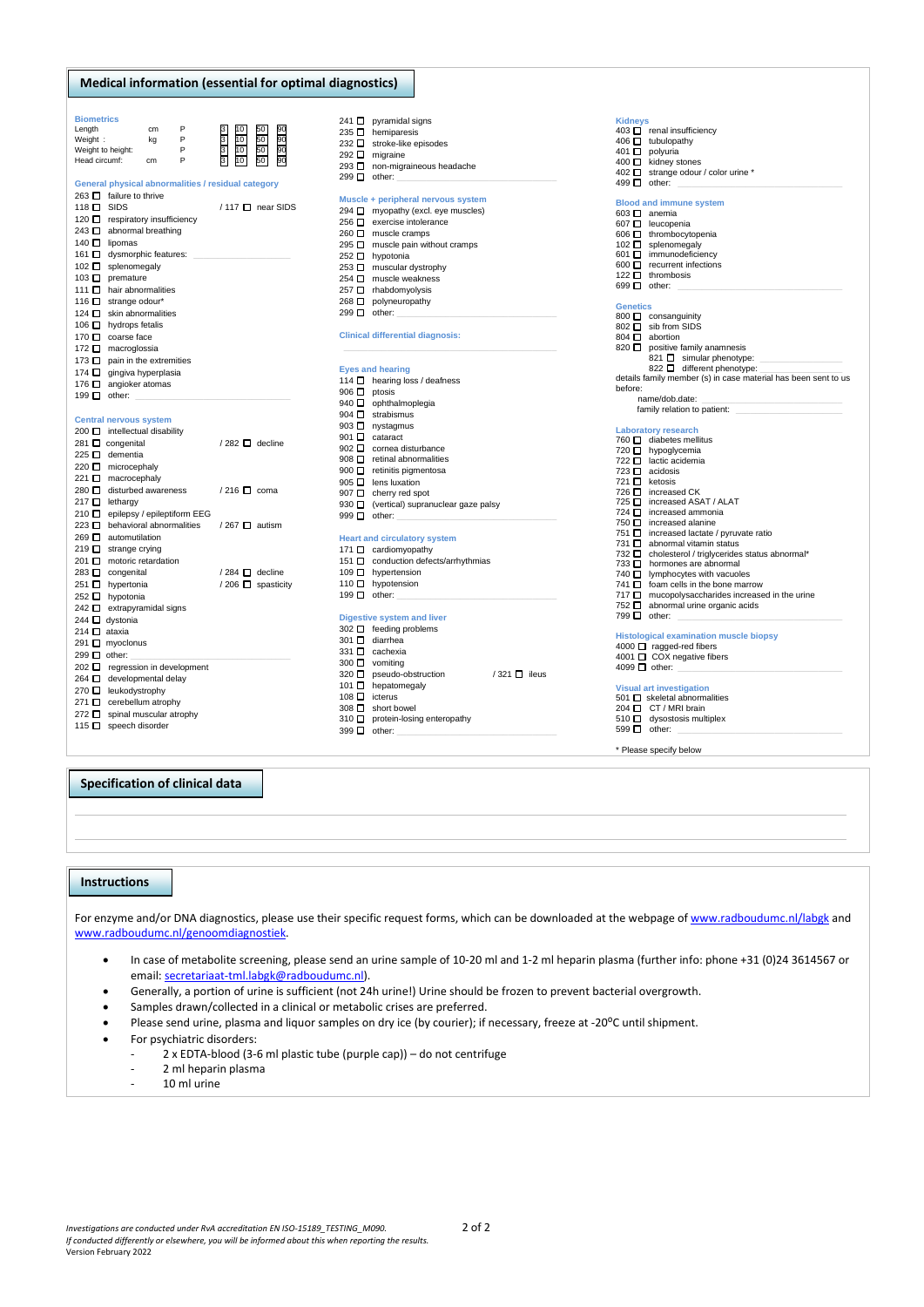## Medical information (essential for optimal diagnostics)

**Biometrics**

| | | | | | | |
|---|---|---|---|---|---|---|
| Length | cm | P | 3 | 10 | 50 | 90 |
| Weight : | kg | P | 3 | 10 | 50 | 90 |
| Weight to height: | | P | 3 | 10 | 50 | 90 |
| Head circumf: | cm | P | 3 | 10 | 50 | 90 |

**General physical abnormalities / residual category**

- 263 ☐ failure to thrive
- 118 ☐ SIDS / 117 ☐ near SIDS
- 120 ☐ respiratory insufficiency
- 243 ☐ abnormal breathing
- 140 ☐ lipomas
- 161 ☐ dysmorphic features: ____
- 102 ☐ splenomegaly
- 103 ☐ premature
- 111 ☐ hair abnormalities
- 116 ☐ strange odour*
- 124 ☐ skin abnormalities
- 106 ☐ hydrops fetalis
- 170 ☐ coarse face
- 172 ☐ macroglossia
- 173 ☐ pain in the extremities
- 174 ☐ gingiva hyperplasia
- 176 ☐ angioker atomas
- 199 ☐ other: ____

**Central nervous system**

- 200 ☐ intellectual disability
- 281 ☐ congenital / 282 ☐ decline
- 225 ☐ dementia
- 220 ☐ microcephaly
- 221 ☐ macrocephaly
- 280 ☐ disturbed awareness / 216 ☐ coma
- 217 ☐ lethargy
- 210 ☐ epilepsy / epileptiform EEG
- 223 ☐ behavioral abnormalities / 267 ☐ autism
- 269 ☐ automutilation
- 219 ☐ strange crying
- 201 ☐ motoric retardation
- 283 ☐ congenital / 284 ☐ decline
- 251 ☐ hypertonia / 206 ☐ spasticity
- 252 ☐ hypotonia
- 242 ☐ extrapyramidal signs
- 244 ☐ dystonia
- 214 ☐ ataxia
- 291 ☐ myoclonus
- 299 ☐ other: ____
- 202 ☐ regression in development
- 264 ☐ developmental delay
- 270 ☐ leukodystrophy
- 271 ☐ cerebellum atrophy
- 272 ☐ spinal muscular atrophy
- 115 ☐ speech disorder

- 241 ☐ pyramidal signs
- 235 ☐ hemiparesis
- 232 ☐ stroke-like episodes
- 292 ☐ migraine
- 293 ☐ non-migraineous headache
- 299 ☐ other: ____

**Muscle + peripheral nervous system**

- 294 ☐ myopathy (excl. eye muscles)
- 256 ☐ exercise intolerance
- 260 ☐ muscle cramps
- 295 ☐ muscle pain without cramps
- 252 ☐ hypotonia
- 253 ☐ muscular dystrophy
- 254 ☐ muscle weakness
- 257 ☐ rhabdomyolysis
- 268 ☐ polyneuropathy
- 299 ☐ other: ____

**Clinical differential diagnosis:**

____

**Eyes and hearing**

- 114 ☐ hearing loss / deafness
- 906 ☐ ptosis
- 940 ☐ ophthalmoplegia
- 904 ☐ strabismus
- 903 ☐ nystagmus
- 901 ☐ cataract
- 902 ☐ cornea disturbance
- 908 ☐ retinal abnormalities
- 900 ☐ retinitis pigmentosa
- 905 ☐ lens luxation
- 907 ☐ cherry red spot
- 930 ☐ (vertical) supranuclear gaze palsy
- 999 ☐ other: ____

**Heart and circulatory system**

- 171 ☐ cardiomyopathy
- 151 ☐ conduction defects/arrhythmias
- 109 ☐ hypertension
- 110 ☐ hypotension
- 199 ☐ other: ____

**Digestive system and liver**

- 302 ☐ feeding problems
- 301 ☐ diarrhea
- 331 ☐ cachexia
- 300 ☐ vomiting
- 320 ☐ pseudo-obstruction / 321 ☐ ileus
- 101 ☐ hepatomegaly
- 108 ☐ icterus
- 308 ☐ short bowel
- 310 ☐ protein-losing enteropathy
- 399 ☐ other: ____

**Kidneys**

- 403 ☐ renal insufficiency
- 406 ☐ tubulopathy
- 401 ☐ polyuria
- 400 ☐ kidney stones
- 402 ☐ strange odour / color urine *
- 499 ☐ other: ____

**Blood and immune system**

- 603 ☐ anemia
- 607 ☐ leucopenia
- 606 ☐ thrombocytopenia
- 102 ☐ splenomegaly
- 601 ☐ immunodeficiency
- 600 ☐ recurrent infections
- 122 ☐ thrombosis
- 699 ☐ other: ____

**Genetics**

- 800 ☐ consanguinity
- 802 ☐ sib from SIDS
- 804 ☐ abortion
- 820 ☐ positive family anamnesis
  - 821 ☐ simular phenotype: ____
  - 822 ☐ different phenotype: ____

details family member (s) in case material has been sent to us before:

name/dob.date: ____

family relation to patient: ____

**Laboratory research**

- 760 ☐ diabetes mellitus
- 720 ☐ hypoglycemia
- 722 ☐ lactic acidemia
- 723 ☐ acidosis
- 721 ☐ ketosis
- 726 ☐ increased CK
- 725 ☐ increased ASAT / ALAT
- 724 ☐ increased ammonia
- 750 ☐ increased alanine
- 751 ☐ increased lactate / pyruvate ratio
- 731 ☐ abnormal vitamin status
- 732 ☐ cholesterol / triglycerides status abnormal*
- 733 ☐ hormones are abnormal
- 740 ☐ lymphocytes with vacuoles
- 741 ☐ foam cells in the bone marrow
- 717 ☐ mucopolysaccharides increased in the urine
- 752 ☐ abnormal urine organic acids
- 799 ☐ other: ____

**Histological examination muscle biopsy**

- 4000 ☐ ragged-red fibers
- 4001 ☐ COX negative fibers
- 4099 ☐ other: ____

**Visual art investigation**

- 501 ☐ skeletal abnormalities
- 204 ☐ CT / MRI brain
- 510 ☐ dysostosis multiplex
- 599 ☐ other: ____

\* Please specify below

## Specification of clinical data

____

____

## Instructions

For enzyme and/or DNA diagnostics, please use their specific request forms, which can be downloaded at the webpage of www.radboudumc.nl/labgk and www.radboudumc.nl/genoomdiagnostiek.

- In case of metabolite screening, please send an urine sample of 10-20 ml and 1-2 ml heparin plasma (further info: phone +31 (0)24 3614567 or email: secretariaat-tml.labgk@radboudumc.nl).
- Generally, a portion of urine is sufficient (not 24h urine!) Urine should be frozen to prevent bacterial overgrowth.
- Samples drawn/collected in a clinical or metabolic crises are preferred.
- Please send urine, plasma and liquor samples on dry ice (by courier); if necessary, freeze at -20°C until shipment.
- For psychiatric disorders:
  - 2 x EDTA-blood (3-6 ml plastic tube (purple cap)) – do not centrifuge
  - 2 ml heparin plasma
  - 10 ml urine

*Investigations are conducted under RvA accreditation EN ISO-15189_TESTING_M090.*
*If conducted differently or elsewhere, you will be informed about this when reporting the results.*
Version February 2022